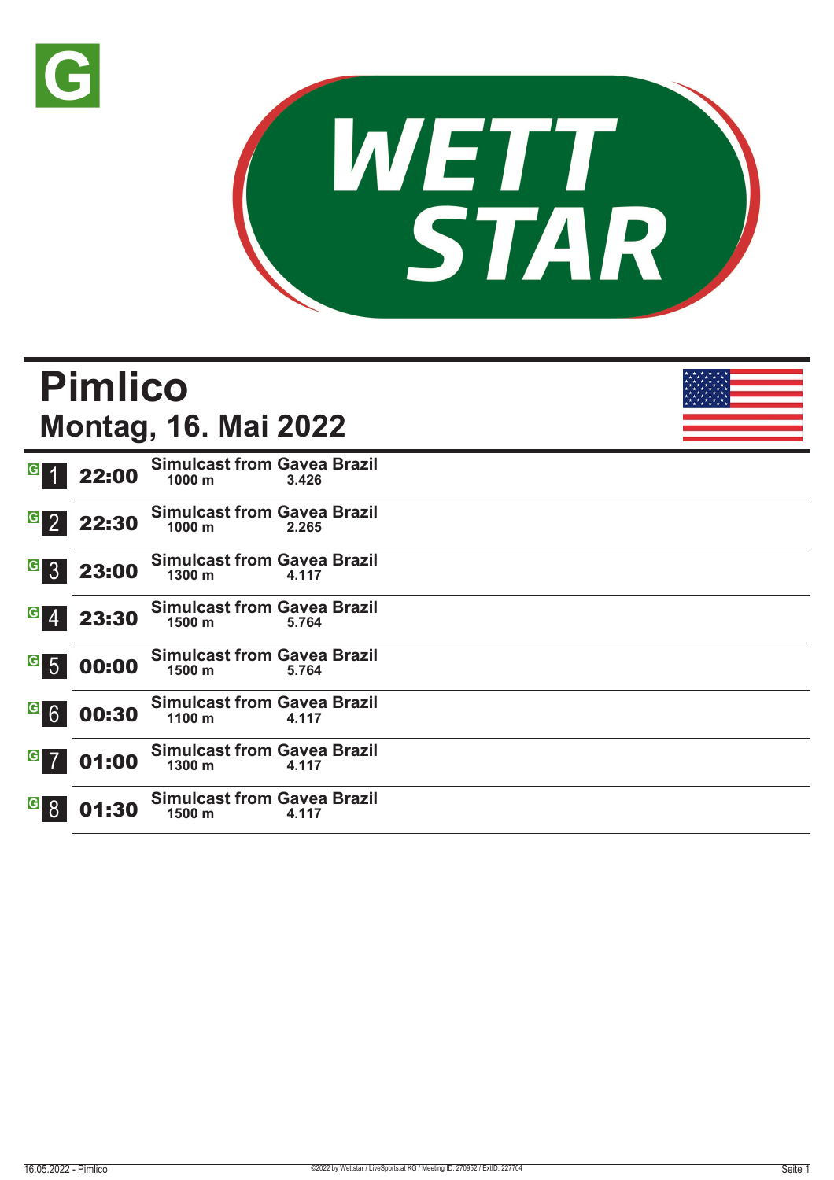# Pimlico

## Montag, 16. Mai 2022

| Rennen | Zeit | Rennen | Distanz | Preisgeld |
|---|---|---|---|---|
| 1 | 22:00 | Simulcast from Gavea Brazil | 1000 m | 3.426 |
| 2 | 22:30 | Simulcast from Gavea Brazil | 1000 m | 2.265 |
| 3 | 23:00 | Simulcast from Gavea Brazil | 1300 m | 4.117 |
| 4 | 23:30 | Simulcast from Gavea Brazil | 1500 m | 5.764 |
| 5 | 00:00 | Simulcast from Gavea Brazil | 1500 m | 5.764 |
| 6 | 00:30 | Simulcast from Gavea Brazil | 1100 m | 4.117 |
| 7 | 01:00 | Simulcast from Gavea Brazil | 1300 m | 4.117 |
| 8 | 01:30 | Simulcast from Gavea Brazil | 1500 m | 4.117 |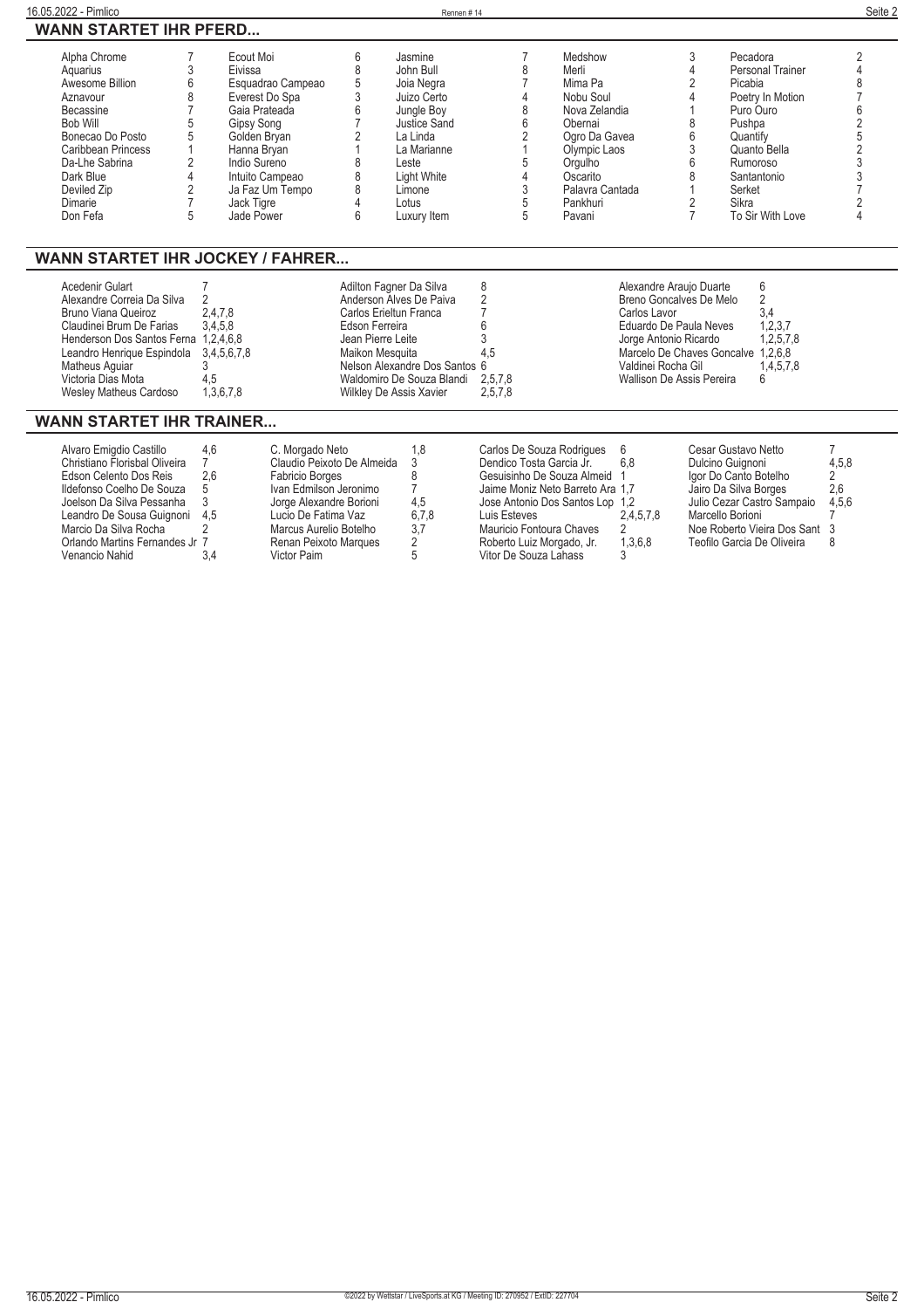## WANN STARTET IHR PFERD...

| Pferd | Rennen | Pferd | Rennen | Pferd | Rennen | Pferd | Rennen | Pferd | Rennen |
|---|---|---|---|---|---|---|---|---|---|
| Alpha Chrome | 7 | Ecout Moi | 6 | Jasmine | 7 | Medshow | 3 | Pecadora | 2 |
| Aquarius | 3 | Eivissa | 8 | John Bull | 8 | Merli | 4 | Personal Trainer | 4 |
| Awesome Billion | 6 | Esquadrao Campeao | 5 | Joia Negra | 7 | Mima Pa | 2 | Picabia | 8 |
| Aznavour | 8 | Everest Do Spa | 3 | Juizo Certo | 4 | Nobu Soul | 4 | Poetry In Motion | 7 |
| Becassine | 7 | Gaia Prateada | 6 | Jungle Boy | 8 | Nova Zelandia | 1 | Puro Ouro | 6 |
| Bob Will | 5 | Gipsy Song | 7 | Justice Sand | 6 | Obernai | 8 | Pushpa | 2 |
| Bonecao Do Posto | 5 | Golden Bryan | 2 | La Linda | 2 | Ogro Da Gavea | 6 | Quantify | 5 |
| Caribbean Princess | 1 | Hanna Bryan | 1 | La Marianne | 1 | Olympic Laos | 3 | Quanto Bella | 2 |
| Da-Lhe Sabrina | 2 | Indio Sureno | 8 | Leste | 5 | Orgulho | 6 | Rumoroso | 3 |
| Dark Blue | 4 | Intuito Campeao | 8 | Light White | 4 | Oscarito | 8 | Santantonio | 3 |
| Deviled Zip | 2 | Ja Faz Um Tempo | 8 | Limone | 3 | Palavra Cantada | 1 | Serket | 7 |
| Dimarie | 7 | Jack Tigre | 4 | Lotus | 5 | Pankhuri | 2 | Sikra | 2 |
| Don Fefa | 5 | Jade Power | 6 | Luxury Item | 5 | Pavani | 7 | To Sir With Love | 4 |

## WANN STARTET IHR JOCKEY / FAHRER...

| Jockey / Fahrer | Rennen | Jockey / Fahrer | Rennen | Jockey / Fahrer | Rennen |
|---|---|---|---|---|---|
| Acedenir Gulart | 7 | Adilton Fagner Da Silva | 8 | Alexandre Araujo Duarte | 6 |
| Alexandre Correia Da Silva | 2 | Anderson Alves De Paiva | 2 | Breno Goncalves De Melo | 2 |
| Bruno Viana Queiroz | 2,4,7,8 | Carlos Erieltun Franca | 7 | Carlos Lavor | 3,4 |
| Claudinei Brum De Farias | 3,4,5,8 | Edson Ferreira | 6 | Eduardo De Paula Neves | 1,2,3,7 |
| Henderson Dos Santos Ferna | 1,2,4,6,8 | Jean Pierre Leite | 3 | Jorge Antonio Ricardo | 1,2,5,7,8 |
| Leandro Henrique Espindola | 3,4,5,6,7,8 | Maikon Mesquita | 4,5 | Marcelo De Chaves Goncalve | 1,2,6,8 |
| Matheus Aguiar | 3 | Nelson Alexandre Dos Santos | 6 | Valdinei Rocha Gil | 1,4,5,7,8 |
| Victoria Dias Mota | 4,5 | Waldomiro De Souza Blandi | 2,5,7,8 | Wallison De Assis Pereira | 6 |
| Wesley Matheus Cardoso | 1,3,6,7,8 | Wilkley De Assis Xavier | 2,5,7,8 | | |

## WANN STARTET IHR TRAINER...

| Trainer | Rennen | Trainer | Rennen | Trainer | Rennen | Trainer | Rennen |
|---|---|---|---|---|---|---|---|
| Alvaro Emigdio Castillo | 4,6 | C. Morgado Neto | 1,8 | Carlos De Souza Rodrigues | 6 | Cesar Gustavo Netto | 7 |
| Christiano Florisbal Oliveira | 7 | Claudio Peixoto De Almeida | 3 | Dendico Tosta Garcia Jr. | 6,8 | Dulcino Guignoni | 4,5,8 |
| Edson Celento Dos Reis | 2,6 | Fabricio Borges | 8 | Gesuisinho De Souza Almeid | 1 | Igor Do Canto Botelho | 2 |
| Ildefonso Coelho De Souza | 5 | Ivan Edmilson Jeronimo | 7 | Jaime Moniz Neto Barreto Ara | 1,7 | Jairo Da Silva Borges | 2,6 |
| Joelson Da Silva Pessanha | 3 | Jorge Alexandre Borioni | 4,5 | Jose Antonio Dos Santos Lop | 1,2 | Julio Cezar Castro Sampaio | 4,5,6 |
| Leandro De Sousa Guignoni | 4,5 | Lucio De Fatima Vaz | 6,7,8 | Luis Esteves | 2,4,5,7,8 | Marcello Borioni | 7 |
| Marcio Da Silva Rocha | 2 | Marcus Aurelio Botelho | 3,7 | Mauricio Fontoura Chaves | 2 | Noe Roberto Vieira Dos Sant | 3 |
| Orlando Martins Fernandes Jr | 7 | Renan Peixoto Marques | 2 | Roberto Luiz Morgado, Jr. | 1,3,6,8 | Teofilo Garcia De Oliveira | 8 |
| Venancio Nahid | 3,4 | Victor Paim | 5 | Vitor De Souza Lahass | 3 | | |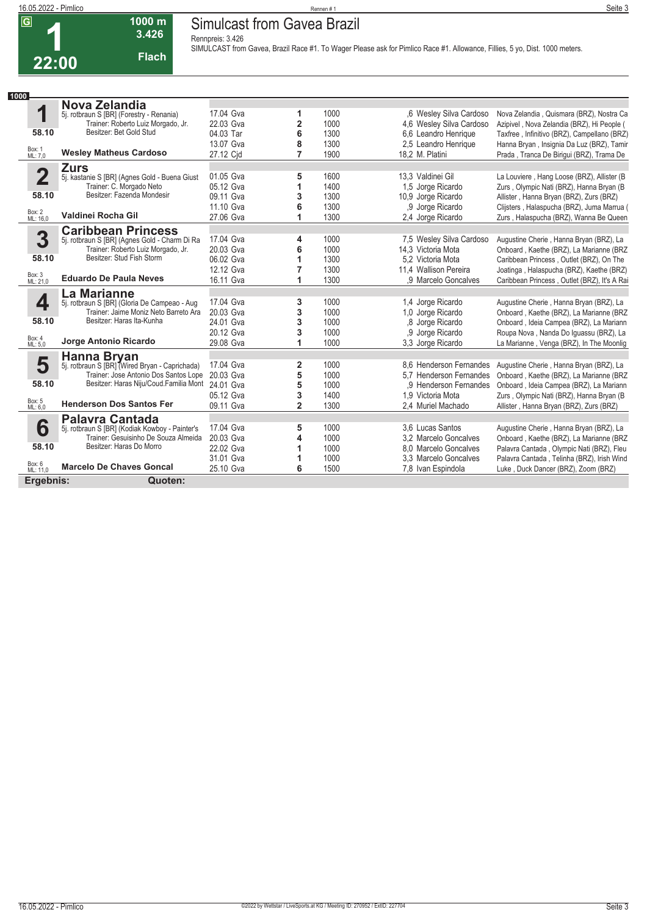# 1 — 22:00 — 1000 m — 3.426 — Flach

## Simulcast from Gavea Brazil

Rennpreis: 3.426

SIMULCAST from Gavea, Brazil Race #1. To Wager Please ask for Pimlico Race #1. Allowance, Fillies, 5 yo, Dist. 1000 meters.

**1000**

### 1 Nova Zelandia

5j. rotbraun S [BR] (Forestry - Renania)
Trainer: Roberto Luiz Morgado, Jr.
Besitzer: Bet Gold Stud
58.10
Box: 1 ML: 7,0
**Wesley Matheus Cardoso**

| Datum | Platz | Distanz | Quote / Jockey | Einlauf |
|---|---|---|---|---|
| 17.04 Gva | 1 | 1000 | ,6 Wesley Silva Cardoso | Nova Zelandia , Quismara (BRZ), Nostra Ca |
| 22.03 Gva | 2 | 1000 | 4,6 Wesley Silva Cardoso | Azipivel , Nova Zelandia (BRZ), Hi People ( |
| 04.03 Tar | 6 | 1300 | 6,6 Leandro Henrique | Taxfree , Infinitivo (BRZ), Campellano (BRZ) |
| 13.07 Gva | 8 | 1300 | 2,5 Leandro Henrique | Hanna Bryan , Insignia Da Luz (BRZ), Tamir |
| 27.12 Cjd | 7 | 1900 | 18,2 M. Platini | Prada , Tranca De Birigui (BRZ), Trama De |

### 2 Zurs

5j. kastanie S [BR] (Agnes Gold - Buena Giust
Trainer: C. Morgado Neto
Besitzer: Fazenda Mondesir
58.10
Box: 2 ML: 16,0
**Valdinei Rocha Gil**

| Datum | Platz | Distanz | Quote / Jockey | Einlauf |
|---|---|---|---|---|
| 01.05 Gva | 5 | 1600 | 13,3 Valdinei Gil | La Louviere , Hang Loose (BRZ), Allister (B |
| 05.12 Gva | 1 | 1400 | 1,5 Jorge Ricardo | Zurs , Olympic Nati (BRZ), Hanna Bryan (B |
| 09.11 Gva | 3 | 1300 | 10,9 Jorge Ricardo | Allister , Hanna Bryan (BRZ), Zurs (BRZ) |
| 11.10 Gva | 6 | 1300 | ,9 Jorge Ricardo | Clijsters , Halaspucha (BRZ), Juma Marrua ( |
| 27.06 Gva | 1 | 1300 | 2,4 Jorge Ricardo | Zurs , Halaspucha (BRZ), Wanna Be Queen |

### 3 Caribbean Princess

5j. rotbraun S [BR] (Agnes Gold - Charm Di Ra
Trainer: Roberto Luiz Morgado, Jr.
Besitzer: Stud Fish Storm
58.10
Box: 3 ML: 21,0
**Eduardo De Paula Neves**

| Datum | Platz | Distanz | Quote / Jockey | Einlauf |
|---|---|---|---|---|
| 17.04 Gva | 4 | 1000 | 7,5 Wesley Silva Cardoso | Augustine Cherie , Hanna Bryan (BRZ), La |
| 20.03 Gva | 6 | 1000 | 14,3 Victoria Mota | Onboard , Kaethe (BRZ), La Marianne (BRZ |
| 06.02 Gva | 1 | 1300 | 5,2 Victoria Mota | Caribbean Princess , Outlet (BRZ), On The |
| 12.12 Gva | 7 | 1300 | 11,4 Wallison Pereira | Joatinga , Halaspucha (BRZ), Kaethe (BRZ) |
| 16.11 Gva | 1 | 1300 | ,9 Marcelo Goncalves | Caribbean Princess , Outlet (BRZ), It's A Rai |

### 4 La Marianne

5j. rotbraun S [BR] (Gloria De Campeao - Aug
Trainer: Jaime Moniz Neto Barreto Ara
Besitzer: Haras Ita-Kunha
58.10
Box: 4 ML: 5,0
**Jorge Antonio Ricardo**

| Datum | Platz | Distanz | Quote / Jockey | Einlauf |
|---|---|---|---|---|
| 17.04 Gva | 3 | 1000 | 1,4 Jorge Ricardo | Augustine Cherie , Hanna Bryan (BRZ), La |
| 20.03 Gva | 3 | 1000 | 1,0 Jorge Ricardo | Onboard , Kaethe (BRZ), La Marianne (BRZ |
| 24.01 Gva | 3 | 1000 | ,8 Jorge Ricardo | Onboard , Ideia Campea (BRZ), La Mariann |
| 20.12 Gva | 3 | 1000 | ,9 Jorge Ricardo | Roupa Nova , Nanda Do Iguassu (BRZ), La |
| 29.08 Gva | 1 | 1000 | 3,3 Jorge Ricardo | La Marianne , Venga (BRZ), In The Moonlig |

### 5 Hanna Bryan

5j. rotbraun S [BR] (Wired Bryan - Caprichada)
Trainer: Jose Antonio Dos Santos Lope
Besitzer: Haras Niju/Coud.Familia Mont
58.10
Box: 5 ML: 6,0
**Henderson Dos Santos Fer**

| Datum | Platz | Distanz | Quote / Jockey | Einlauf |
|---|---|---|---|---|
| 17.04 Gva | 2 | 1000 | 8,6 Henderson Fernandes | Augustine Cherie , Hanna Bryan (BRZ), La |
| 20.03 Gva | 5 | 1000 | 5,7 Henderson Fernandes | Onboard , Kaethe (BRZ), La Marianne (BRZ |
| 24.01 Gva | 5 | 1000 | ,9 Henderson Fernandes | Onboard , Ideia Campea (BRZ), La Mariann |
| 05.12 Gva | 3 | 1400 | 1,9 Victoria Mota | Zurs , Olympic Nati (BRZ), Hanna Bryan (B |
| 09.11 Gva | 2 | 1300 | 2,4 Muriel Machado | Allister , Hanna Bryan (BRZ), Zurs (BRZ) |

### 6 Palavra Cantada

5j. rotbraun S [BR] (Kodiak Kowboy - Painter's
Trainer: Gesuisinho De Souza Almeida
Besitzer: Haras Do Morro
58.10
Box: 6 ML: 11,0
**Marcelo De Chaves Goncal**

| Datum | Platz | Distanz | Quote / Jockey | Einlauf |
|---|---|---|---|---|
| 17.04 Gva | 5 | 1000 | 3,6 Lucas Santos | Augustine Cherie , Hanna Bryan (BRZ), La |
| 20.03 Gva | 4 | 1000 | 3,2 Marcelo Goncalves | Onboard , Kaethe (BRZ), La Marianne (BRZ |
| 22.02 Gva | 1 | 1000 | 8,0 Marcelo Goncalves | Palavra Cantada , Olympic Nati (BRZ), Fleu |
| 31.01 Gva | 1 | 1000 | 3,3 Marcelo Goncalves | Palavra Cantada , Telinha (BRZ), Irish Wind |
| 25.10 Gva | 6 | 1500 | 7,8 Ivan Espindola | Luke , Duck Dancer (BRZ), Zoom (BRZ) |

**Ergebnis:** **Quoten:**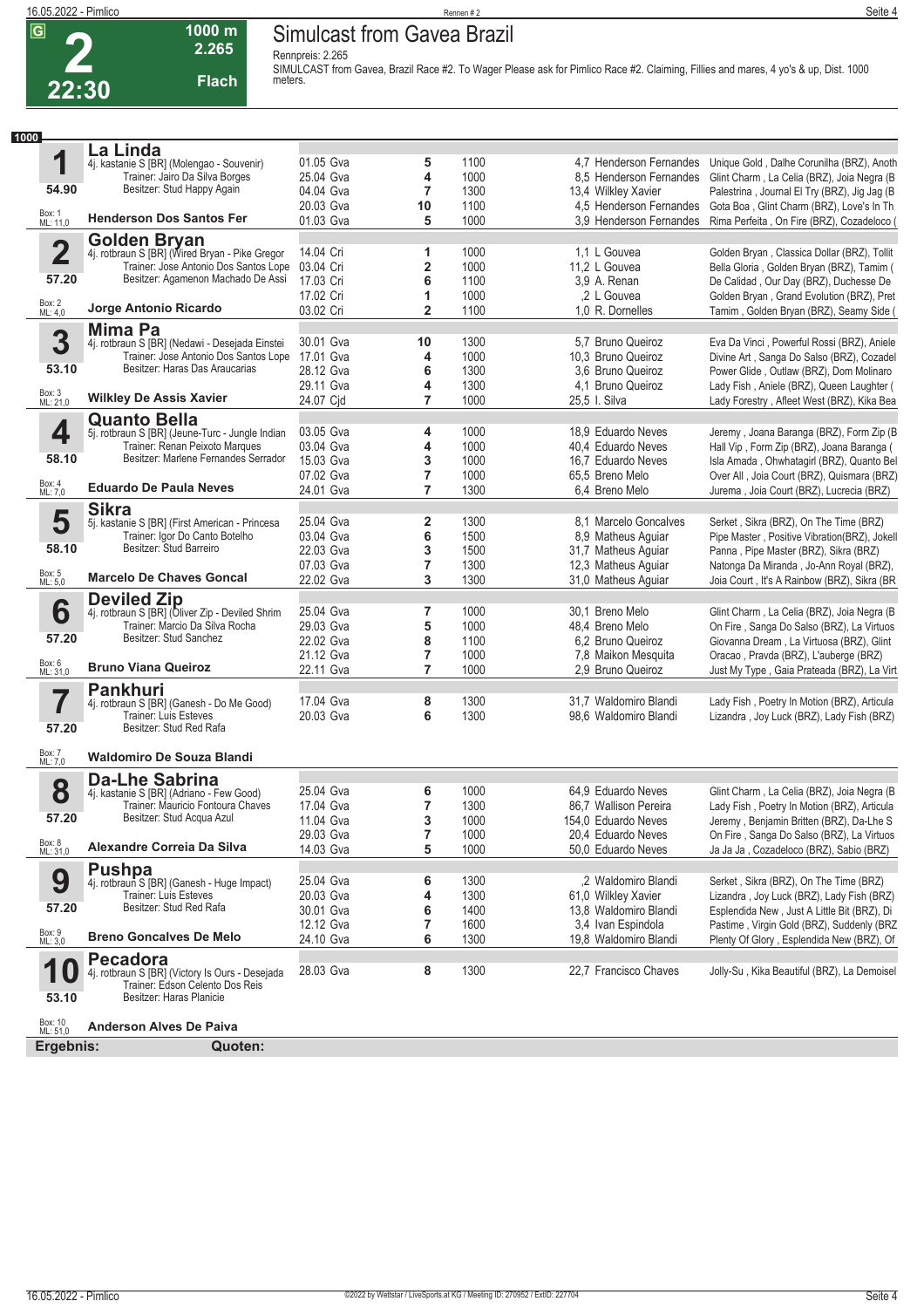G **2** 22:30 | 1000 m | 2.265 | Flach

# Simulcast from Gavea Brazil

Rennpreis: 2.265

SIMULCAST from Gavea, Brazil Race #2. To Wager Please ask for Pimlico Race #2. Claiming, Fillies and mares, 4 yo's & up, Dist. 1000 meters.

**1000**

## 1 La Linda
4j. kastanie S [BR] (Molengao - Souvenir)
Trainer: Jairo Da Silva Borges
Besitzer: Stud Happy Again
54.90
Box: 1 ML: 11,0
**Henderson Dos Santos Fer**

| Datum | Platz | Distanz | Quote | Jockey | Erste |
|---|---|---|---|---|---|
| 01.05 Gva | 5 | 1100 | 4,7 | Henderson Fernandes | Unique Gold , Dalhe Corunilha (BRZ), Anoth |
| 25.04 Gva | 4 | 1000 | 8,5 | Henderson Fernandes | Glint Charm , La Celia (BRZ), Joia Negra (B |
| 04.04 Gva | 7 | 1300 | 13,4 | Wilkley Xavier | Palestrina , Journal El Try (BRZ), Jig Jag (B |
| 20.03 Gva | 10 | 1100 | 4,5 | Henderson Fernandes | Gota Boa , Glint Charm (BRZ), Love's In Th |
| 01.03 Gva | 5 | 1000 | 3,9 | Henderson Fernandes | Rima Perfeita , On Fire (BRZ), Cozadeloco ( |

## 2 Golden Bryan
4j. rotbraun S [BR] (Wired Bryan - Pike Gregor
Trainer: Jose Antonio Dos Santos Lope
Besitzer: Agamenon Machado De Assi
57.20
Box: 2 ML: 4,0
**Jorge Antonio Ricardo**

| Datum | Platz | Distanz | Quote | Jockey | Erste |
|---|---|---|---|---|---|
| 14.04 Cri | 1 | 1000 | 1,1 | L Gouvea | Golden Bryan , Classica Dollar (BRZ), Tollit |
| 03.04 Cri | 2 | 1000 | 11,2 | L Gouvea | Bella Gloria , Golden Bryan (BRZ), Tamim ( |
| 17.03 Cri | 6 | 1100 | 3,9 | A. Renan | De Calidad , Our Day (BRZ), Duchesse De |
| 17.02 Cri | 1 | 1000 | ,2 | L Gouvea | Golden Bryan , Grand Evolution (BRZ), Pret |
| 03.02 Cri | 2 | 1100 | 1,0 | R. Dornelles | Tamim , Golden Bryan (BRZ), Seamy Side ( |

## 3 Mima Pa
4j. rotbraun S [BR] (Nedawi - Desejada Einstei
Trainer: Jose Antonio Dos Santos Lope
Besitzer: Haras Das Araucarias
53.10
Box: 3 ML: 21,0
**Wilkley De Assis Xavier**

| Datum | Platz | Distanz | Quote | Jockey | Erste |
|---|---|---|---|---|---|
| 30.01 Gva | 10 | 1300 | 5,7 | Bruno Queiroz | Eva Da Vinci , Powerful Rossi (BRZ), Aniele |
| 17.01 Gva | 4 | 1000 | 10,3 | Bruno Queiroz | Divine Art , Sanga Do Salso (BRZ), Cozadel |
| 28.12 Gva | 6 | 1300 | 3,6 | Bruno Queiroz | Power Glide , Outlaw (BRZ), Dom Molinaro |
| 29.11 Gva | 4 | 1300 | 4,1 | Bruno Queiroz | Lady Fish , Aniele (BRZ), Queen Laughter ( |
| 24.07 Cjd | 7 | 1000 | 25,5 | I. Silva | Lady Forestry , Afleet West (BRZ), Kika Bea |

## 4 Quanto Bella
5j. rotbraun S [BR] (Jeune-Turc - Jungle Indian
Trainer: Renan Peixoto Marques
Besitzer: Marlene Fernandes Serrador
58.10
Box: 4 ML: 7,0
**Eduardo De Paula Neves**

| Datum | Platz | Distanz | Quote | Jockey | Erste |
|---|---|---|---|---|---|
| 03.05 Gva | 4 | 1000 | 18,9 | Eduardo Neves | Jeremy , Joana Baranga (BRZ), Form Zip (B |
| 03.04 Gva | 4 | 1000 | 40,4 | Eduardo Neves | Hall Vip , Form Zip (BRZ), Joana Baranga ( |
| 15.03 Gva | 3 | 1000 | 16,7 | Eduardo Neves | Isla Amada , Ohwhatagirl (BRZ), Quanto Bel |
| 07.02 Gva | 7 | 1000 | 65,5 | Breno Melo | Over All , Joia Court (BRZ), Quismara (BRZ) |
| 24.01 Gva | 7 | 1300 | 6,4 | Breno Melo | Jurema , Joia Court (BRZ), Lucrecia (BRZ) |

## 5 Sikra
5j. kastanie S [BR] (First American - Princesa
Trainer: Igor Do Canto Botelho
Besitzer: Stud Barreiro
58.10
Box: 5 ML: 5,0
**Marcelo De Chaves Goncal**

| Datum | Platz | Distanz | Quote | Jockey | Erste |
|---|---|---|---|---|---|
| 25.04 Gva | 2 | 1300 | 8,1 | Marcelo Goncalves | Serket , Sikra (BRZ), On The Time (BRZ) |
| 03.04 Gva | 6 | 1500 | 8,9 | Matheus Aguiar | Pipe Master , Positive Vibration(BRZ), Jokell |
| 22.03 Gva | 3 | 1500 | 31,7 | Matheus Aguiar | Panna , Pipe Master (BRZ), Sikra (BRZ) |
| 07.03 Gva | 7 | 1300 | 12,3 | Matheus Aguiar | Natonga Da Miranda , Jo-Ann Royal (BRZ), |
| 22.02 Gva | 3 | 1300 | 31,0 | Matheus Aguiar | Joia Court , It's A Rainbow (BRZ), Sikra (BR |

## 6 Deviled Zip
4j. rotbraun S [BR] (Oliver Zip - Deviled Shrim
Trainer: Marcio Da Silva Rocha
Besitzer: Stud Sanchez
57.20
Box: 6 ML: 31,0
**Bruno Viana Queiroz**

| Datum | Platz | Distanz | Quote | Jockey | Erste |
|---|---|---|---|---|---|
| 25.04 Gva | 7 | 1000 | 30,1 | Breno Melo | Glint Charm , La Celia (BRZ), Joia Negra (B |
| 29.03 Gva | 5 | 1000 | 48,4 | Breno Melo | On Fire , Sanga Do Salso (BRZ), La Virtuos |
| 22.02 Gva | 8 | 1100 | 6,2 | Bruno Queiroz | Giovanna Dream , La Virtuosa (BRZ), Glint |
| 21.12 Gva | 7 | 1000 | 7,8 | Maikon Mesquita | Oracao , Pravda (BRZ), L'auberge (BRZ) |
| 22.11 Gva | 7 | 1000 | 2,9 | Bruno Queiroz | Just My Type , Gaia Prateada (BRZ), La Virt |

## 7 Pankhuri
4j. rotbraun S [BR] (Ganesh - Do Me Good)
Trainer: Luis Esteves
Besitzer: Stud Red Rafa
57.20
Box: 7 ML: 7,0
**Waldomiro De Souza Blandi**

| Datum | Platz | Distanz | Quote | Jockey | Erste |
|---|---|---|---|---|---|
| 17.04 Gva | 8 | 1300 | 31,7 | Waldomiro Blandi | Lady Fish , Poetry In Motion (BRZ), Articula |
| 20.03 Gva | 6 | 1300 | 98,6 | Waldomiro Blandi | Lizandra , Joy Luck (BRZ), Lady Fish (BRZ) |

## 8 Da-Lhe Sabrina
4j. kastanie S [BR] (Adriano - Few Good)
Trainer: Mauricio Fontoura Chaves
Besitzer: Stud Acqua Azul
57.20
Box: 8 ML: 31,0
**Alexandre Correia Da Silva**

| Datum | Platz | Distanz | Quote | Jockey | Erste |
|---|---|---|---|---|---|
| 25.04 Gva | 6 | 1000 | 64,9 | Eduardo Neves | Glint Charm , La Celia (BRZ), Joia Negra (B |
| 17.04 Gva | 7 | 1300 | 86,7 | Wallison Pereira | Lady Fish , Poetry In Motion (BRZ), Articula |
| 11.04 Gva | 3 | 1000 | 154,0 | Eduardo Neves | Jeremy , Benjamin Britten (BRZ), Da-Lhe S |
| 29.03 Gva | 7 | 1000 | 20,4 | Eduardo Neves | On Fire , Sanga Do Salso (BRZ), La Virtuos |
| 14.03 Gva | 5 | 1000 | 50,0 | Eduardo Neves | Ja Ja Ja , Cozadeloco (BRZ), Sabio (BRZ) |

## 9 Pushpa
4j. rotbraun S [BR] (Ganesh - Huge Impact)
Trainer: Luis Esteves
Besitzer: Stud Red Rafa
57.20
Box: 9 ML: 3,0
**Breno Goncalves De Melo**

| Datum | Platz | Distanz | Quote | Jockey | Erste |
|---|---|---|---|---|---|
| 25.04 Gva | 6 | 1300 | ,2 | Waldomiro Blandi | Serket , Sikra (BRZ), On The Time (BRZ) |
| 20.03 Gva | 4 | 1300 | 61,0 | Wilkley Xavier | Lizandra , Joy Luck (BRZ), Lady Fish (BRZ) |
| 30.01 Gva | 6 | 1400 | 13,8 | Waldomiro Blandi | Esplendida New , Just A Little Bit (BRZ), Di |
| 12.12 Gva | 7 | 1600 | 3,4 | Ivan Espindola | Pastime , Virgin Gold (BRZ), Suddenly (BRZ |
| 24.10 Gva | 6 | 1300 | 19,8 | Waldomiro Blandi | Plenty Of Glory , Esplendida New (BRZ), Of |

## 10 Pecadora
4j. rotbraun S [BR] (Victory Is Ours - Desejada
Trainer: Edson Celento Dos Reis
Besitzer: Haras Planicie
53.10
Box: 10 ML: 51,0
**Anderson Alves De Paiva**

| Datum | Platz | Distanz | Quote | Jockey | Erste |
|---|---|---|---|---|---|
| 28.03 Gva | 8 | 1300 | 22,7 | Francisco Chaves | Jolly-Su , Kika Beautiful (BRZ), La Demoisel |

**Ergebnis:** **Quoten:**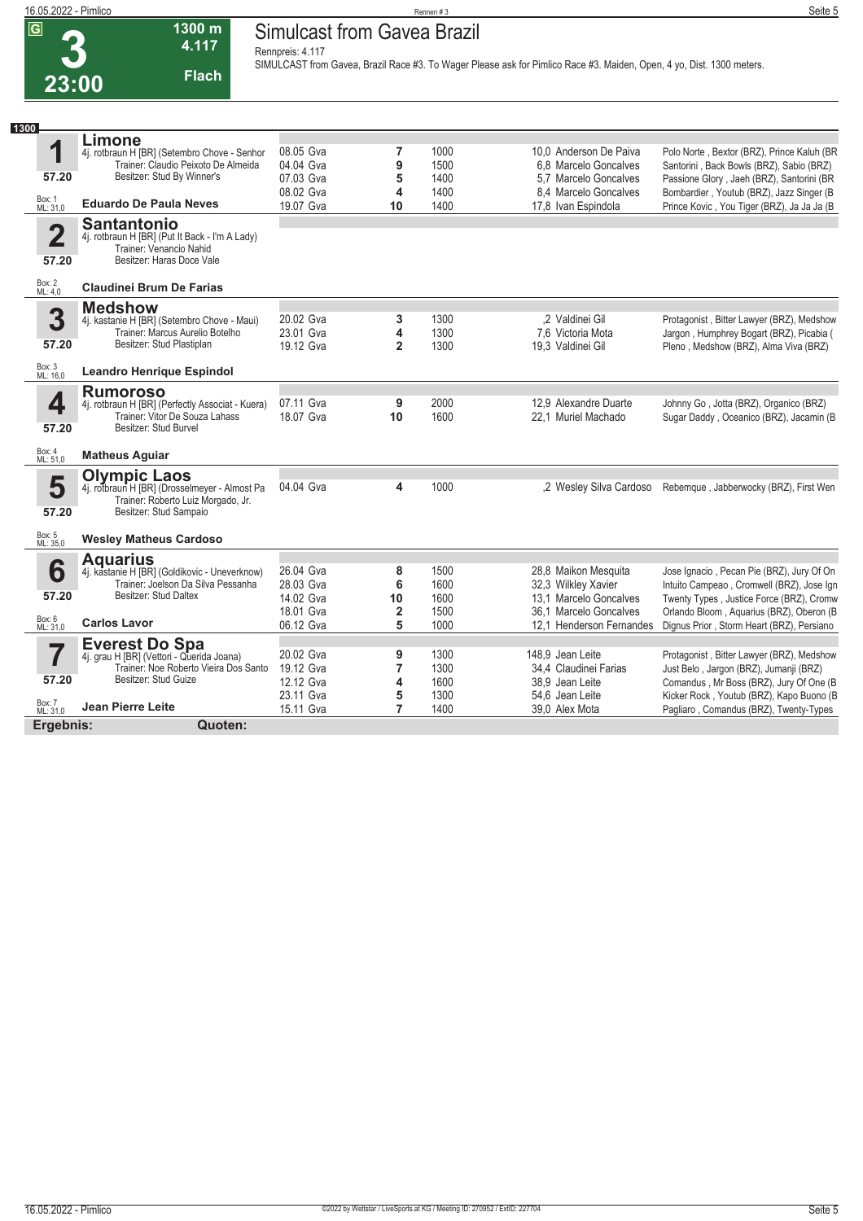# 3

**23:00**

**1300 m**
**4.117**
**Flach**

## Simulcast from Gavea Brazil

Rennpreis: 4.117

SIMULCAST from Gavea, Brazil Race #3. To Wager Please ask for Pimlico Race #3. Maiden, Open, 4 yo, Dist. 1300 meters.

**1300**

### 1 Limone
4j. rotbraun H [BR] (Setembro Chove - Senhor
Trainer: Claudio Peixoto De Almeida
Besitzer: Stud By Winner's
57.20
Box: 1 ML: 31,0
**Eduardo De Paula Neves**

| Datum | Platz | Distanz | Quote / Jockey | Einlauf |
|---|---|---|---|---|
| 08.05 Gva | 7 | 1000 | 10,0 Anderson De Paiva | Polo Norte , Bextor (BRZ), Prince Kaluh (BR |
| 04.04 Gva | 9 | 1500 | 6,8 Marcelo Goncalves | Santorini , Back Bowls (BRZ), Sabio (BRZ) |
| 07.03 Gva | 5 | 1400 | 5,7 Marcelo Goncalves | Passione Glory , Jaeh (BRZ), Santorini (BR |
| 08.02 Gva | 4 | 1400 | 8,4 Marcelo Goncalves | Bombardier , Youtub (BRZ), Jazz Singer (B |
| 19.07 Gva | 10 | 1400 | 17,8 Ivan Espindola | Prince Kovic , You Tiger (BRZ), Ja Ja Ja (B |

### 2 Santantonio
4j. rotbraun H [BR] (Put It Back - I'm A Lady)
Trainer: Venancio Nahid
Besitzer: Haras Doce Vale
57.20
Box: 2 ML: 4,0
**Claudinei Brum De Farias**

### 3 Medshow
4j. kastanie H [BR] (Setembro Chove - Maui)
Trainer: Marcus Aurelio Botelho
Besitzer: Stud Plastiplan
57.20
Box: 3 ML: 16,0
**Leandro Henrique Espindol**

| Datum | Platz | Distanz | Quote / Jockey | Einlauf |
|---|---|---|---|---|
| 20.02 Gva | 3 | 1300 | ,2 Valdinei Gil | Protagonist , Bitter Lawyer (BRZ), Medshow |
| 23.01 Gva | 4 | 1300 | 7,6 Victoria Mota | Jargon , Humphrey Bogart (BRZ), Picabia ( |
| 19.12 Gva | 2 | 1300 | 19,3 Valdinei Gil | Pleno , Medshow (BRZ), Alma Viva (BRZ) |

### 4 Rumoroso
4j. rotbraun H [BR] (Perfectly Associat - Kuera)
Trainer: Vitor De Souza Lahass
Besitzer: Stud Burvel
57.20
Box: 4 ML: 51,0
**Matheus Aguiar**

| Datum | Platz | Distanz | Quote / Jockey | Einlauf |
|---|---|---|---|---|
| 07.11 Gva | 9 | 2000 | 12,9 Alexandre Duarte | Johnny Go , Jotta (BRZ), Organico (BRZ) |
| 18.07 Gva | 10 | 1600 | 22,1 Muriel Machado | Sugar Daddy , Oceanico (BRZ), Jacamin (B |

### 5 Olympic Laos
4j. rotbraun H [BR] (Drosselmeyer - Almost Pa
Trainer: Roberto Luiz Morgado, Jr.
Besitzer: Stud Sampaio
57.20
Box: 5 ML: 35,0
**Wesley Matheus Cardoso**

| Datum | Platz | Distanz | Quote / Jockey | Einlauf |
|---|---|---|---|---|
| 04.04 Gva | 4 | 1000 | ,2 Wesley Silva Cardoso | Rebemque , Jabberwocky (BRZ), First Wen |

### 6 Aquarius
4j. kastanie H [BR] (Goldikovic - Uneverknow)
Trainer: Joelson Da Silva Pessanha
Besitzer: Stud Daltex
57.20
Box: 6 ML: 31,0
**Carlos Lavor**

| Datum | Platz | Distanz | Quote / Jockey | Einlauf |
|---|---|---|---|---|
| 26.04 Gva | 8 | 1500 | 28,8 Maikon Mesquita | Jose Ignacio , Pecan Pie (BRZ), Jury Of On |
| 28.03 Gva | 6 | 1600 | 32,3 Wilkley Xavier | Intuito Campeao , Cromwell (BRZ), Jose Ign |
| 14.02 Gva | 10 | 1600 | 13,1 Marcelo Goncalves | Twenty Types , Justice Force (BRZ), Cromw |
| 18.01 Gva | 2 | 1500 | 36,1 Marcelo Goncalves | Orlando Bloom , Aquarius (BRZ), Oberon (B |
| 06.12 Gva | 5 | 1000 | 12,1 Henderson Fernandes | Dignus Prior , Storm Heart (BRZ), Persiano |

### 7 Everest Do Spa
4j. grau H [BR] (Vettori - Querida Joana)
Trainer: Noe Roberto Vieira Dos Santo
Besitzer: Stud Guize
57.20
Box: 7 ML: 31,0
**Jean Pierre Leite**

| Datum | Platz | Distanz | Quote / Jockey | Einlauf |
|---|---|---|---|---|
| 20.02 Gva | 9 | 1300 | 148,9 Jean Leite | Protagonist , Bitter Lawyer (BRZ), Medshow |
| 19.12 Gva | 7 | 1300 | 34,4 Claudinei Farias | Just Belo , Jargon (BRZ), Jumanji (BRZ) |
| 12.12 Gva | 4 | 1600 | 38,9 Jean Leite | Comandus , Mr Boss (BRZ), Jury Of One (B |
| 23.11 Gva | 5 | 1300 | 54,6 Jean Leite | Kicker Rock , Youtub (BRZ), Kapo Buono (B |
| 15.11 Gva | 7 | 1400 | 39,0 Alex Mota | Pagliaro , Comandus (BRZ), Twenty-Types |

**Ergebnis:** **Quoten:**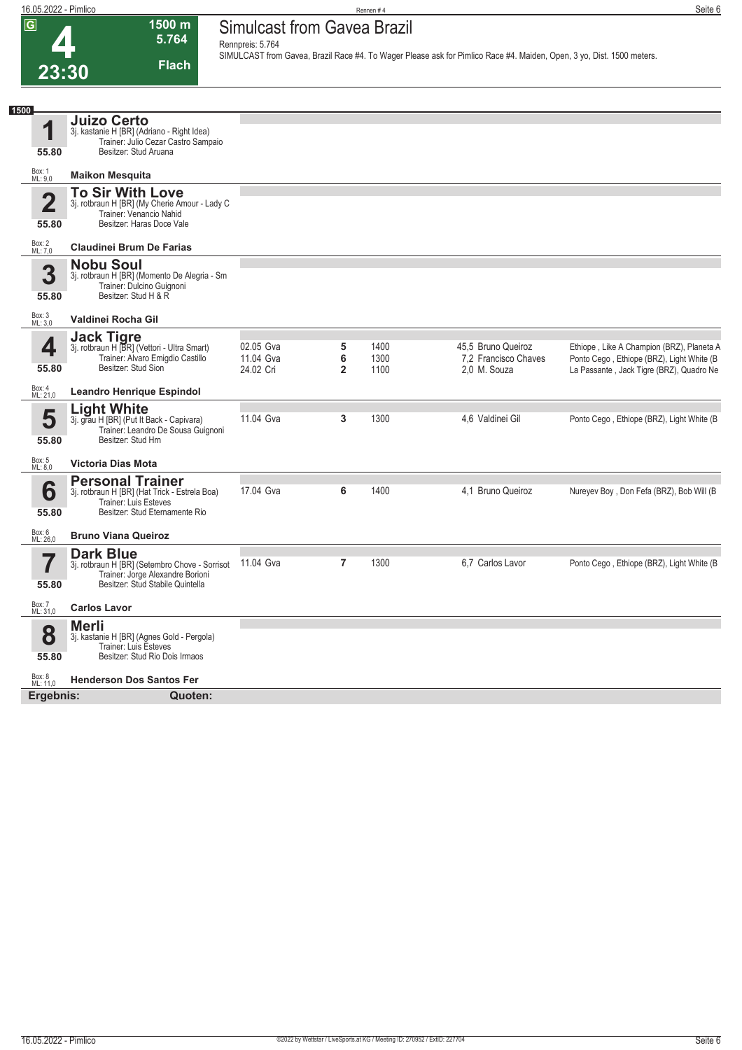# 4 — Simulcast from Gavea Brazil

**G** | **23:30** | **1500 m** | **5.764** | **Flach**

Rennpreis: 5.764

SIMULCAST from Gavea, Brazil Race #4. To Wager Please ask for Pimlico Race #4. Maiden, Open, 3 yo, Dist. 1500 meters.

**1500**

| Nr. | Pferd | Datum | Platz | Distanz | Quote / Reiter | Einlauf |
|---|---|---|---|---|---|---|
| **1** (55.80) Box: 1, ML: 9,0 | **Juizo Certo** 3j. kastanie H [BR] (Adriano - Right Idea) Trainer: Julio Cezar Castro Sampaio Besitzer: Stud Aruana — **Maikon Mesquita** | | | | | |
| **2** (55.80) Box: 2, ML: 7,0 | **To Sir With Love** 3j. rotbraun H [BR] (My Cherie Amour - Lady C Trainer: Venancio Nahid Besitzer: Haras Doce Vale — **Claudinei Brum De Farias** | | | | | |
| **3** (55.80) Box: 3, ML: 3,0 | **Nobu Soul** 3j. rotbraun H [BR] (Momento De Alegria - Sm Trainer: Dulcino Guignoni Besitzer: Stud H & R — **Valdinei Rocha Gil** | | | | | |
| **4** (55.80) Box: 4, ML: 21,0 | **Jack Tigre** 3j. rotbraun H [BR] (Vettori - Ultra Smart) Trainer: Alvaro Emigdio Castillo Besitzer: Stud Sion — **Leandro Henrique Espindol** | 02.05 Gva | 5 | 1400 | 45,5 Bruno Queiroz | Ethiope , Like A Champion (BRZ), Planeta A |
| | | 11.04 Gva | 6 | 1300 | 7,2 Francisco Chaves | Ponto Cego , Ethiope (BRZ), Light White (B |
| | | 24.02 Cri | 2 | 1100 | 2,0 M. Souza | La Passante , Jack Tigre (BRZ), Quadro Ne |
| **5** (55.80) Box: 5, ML: 8,0 | **Light White** 3j. grau H [BR] (Put It Back - Capivara) Trainer: Leandro De Sousa Guignoni Besitzer: Stud Hrn — **Victoria Dias Mota** | 11.04 Gva | 3 | 1300 | 4,6 Valdinei Gil | Ponto Cego , Ethiope (BRZ), Light White (B |
| **6** (55.80) Box: 6, ML: 26,0 | **Personal Trainer** 3j. rotbraun H [BR] (Hat Trick - Estrela Boa) Trainer: Luis Esteves Besitzer: Stud Eternamente Rio — **Bruno Viana Queiroz** | 17.04 Gva | 6 | 1400 | 4,1 Bruno Queiroz | Nureyev Boy , Don Fefa (BRZ), Bob Will (B |
| **7** (55.80) Box: 7, ML: 31,0 | **Dark Blue** 3j. rotbraun H [BR] (Setembro Chove - Sorrisot Trainer: Jorge Alexandre Borioni Besitzer: Stud Stabile Quintella — **Carlos Lavor** | 11.04 Gva | 7 | 1300 | 6,7 Carlos Lavor | Ponto Cego , Ethiope (BRZ), Light White (B |
| **8** (55.80) Box: 8, ML: 11,0 | **Merli** 3j. kastanie H [BR] (Agnes Gold - Pergola) Trainer: Luis Esteves Besitzer: Stud Rio Dois Irmaos — **Henderson Dos Santos Fer** | | | | | |

**Ergebnis:** **Quoten:**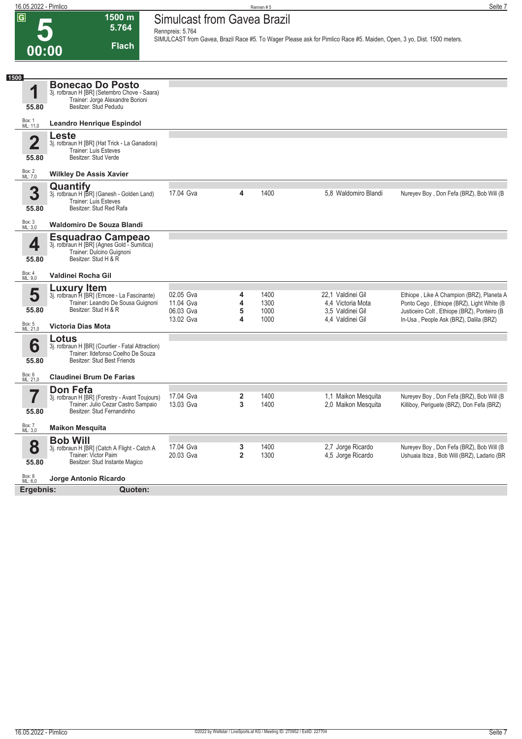# 5 — Simulcast from Gavea Brazil

**00:00** | **1500 m** | **5.764** | **Flach**

Rennpreis: 5.764

SIMULCAST from Gavea, Brazil Race #5. To Wager Please ask for Pimlico Race #5. Maiden, Open, 3 yo, Dist. 1500 meters.

**1500**

## 1 Bonecao Do Posto
3j. rotbraun H [BR] (Setembro Chove - Saara)
Trainer: Jorge Alexandre Borioni
Besitzer: Stud Pedudu
55.80
Box: 1
ML: 11,0
**Leandro Henrique Espindol**

## 2 Leste
3j. rotbraun H [BR] (Hat Trick - La Ganadora)
Trainer: Luis Esteves
Besitzer: Stud Verde
55.80
Box: 2
ML: 7,0
**Wilkley De Assis Xavier**

## 3 Quantify
3j. rotbraun H [BR] (Ganesh - Golden Land)
Trainer: Luis Esteves
Besitzer: Stud Red Rafa
55.80
Box: 3
ML: 3,0
**Waldomiro De Souza Blandi**

| Datum | Platz | Distanz | Quote / Reiter | Einlauf |
|---|---|---|---|---|
| 17.04 Gva | 4 | 1400 | 5,8 Waldomiro Blandi | Nureyev Boy , Don Fefa (BRZ), Bob Will (B |

## 4 Esquadrao Campeao
3j. rotbraun H [BR] (Agnes Gold - Sumitica)
Trainer: Dulcino Guignoni
Besitzer: Stud H & R
55.80
Box: 4
ML: 9,0
**Valdinei Rocha Gil**

## 5 Luxury Item
3j. rotbraun H [BR] (Emcee - La Fascinante)
Trainer: Leandro De Sousa Guignoni
Besitzer: Stud H & R
55.80
Box: 5
ML: 21,0
**Victoria Dias Mota**

| Datum | Platz | Distanz | Quote / Reiter | Einlauf |
|---|---|---|---|---|
| 02.05 Gva | 4 | 1400 | 22,1 Valdinei Gil | Ethiope , Like A Champion (BRZ), Planeta A |
| 11.04 Gva | 4 | 1300 | 4,4 Victoria Mota | Ponto Cego , Ethiope (BRZ), Light White (B |
| 06.03 Gva | 5 | 1000 | 3,5 Valdinei Gil | Justiceiro Colt , Ethiope (BRZ), Ponteiro (B |
| 13.02 Gva | 4 | 1000 | 4,4 Valdinei Gil | In-Usa , People Ask (BRZ), Dalila (BRZ) |

## 6 Lotus
3j. rotbraun H [BR] (Courtier - Fatal Attraction)
Trainer: Ildefonso Coelho De Souza
Besitzer: Stud Best Friends
55.80
Box: 6
ML: 21,0
**Claudinei Brum De Farias**

## 7 Don Fefa
3j. rotbraun H [BR] (Forestry - Avant Toujours)
Trainer: Julio Cezar Castro Sampaio
Besitzer: Stud Fernandinho
55.80
Box: 7
ML: 3,0
**Maikon Mesquita**

| Datum | Platz | Distanz | Quote / Reiter | Einlauf |
|---|---|---|---|---|
| 17.04 Gva | 2 | 1400 | 1,1 Maikon Mesquita | Nureyev Boy , Don Fefa (BRZ), Bob Will (B |
| 13.03 Gva | 3 | 1400 | 2,0 Maikon Mesquita | Killiboy, Periguete (BRZ), Don Fefa (BRZ) |

## 8 Bob Will
3j. rotbraun H [BR] (Catch A Flight - Catch A
Trainer: Victor Paim
Besitzer: Stud Instante Magico
55.80
Box: 8
ML: 6,0
**Jorge Antonio Ricardo**

| Datum | Platz | Distanz | Quote / Reiter | Einlauf |
|---|---|---|---|---|
| 17.04 Gva | 3 | 1400 | 2,7 Jorge Ricardo | Nureyev Boy , Don Fefa (BRZ), Bob Will (B |
| 20.03 Gva | 2 | 1300 | 4,5 Jorge Ricardo | Ushuaia Ibiza , Bob Will (BRZ), Ladario (BR |

**Ergebnis:** **Quoten:**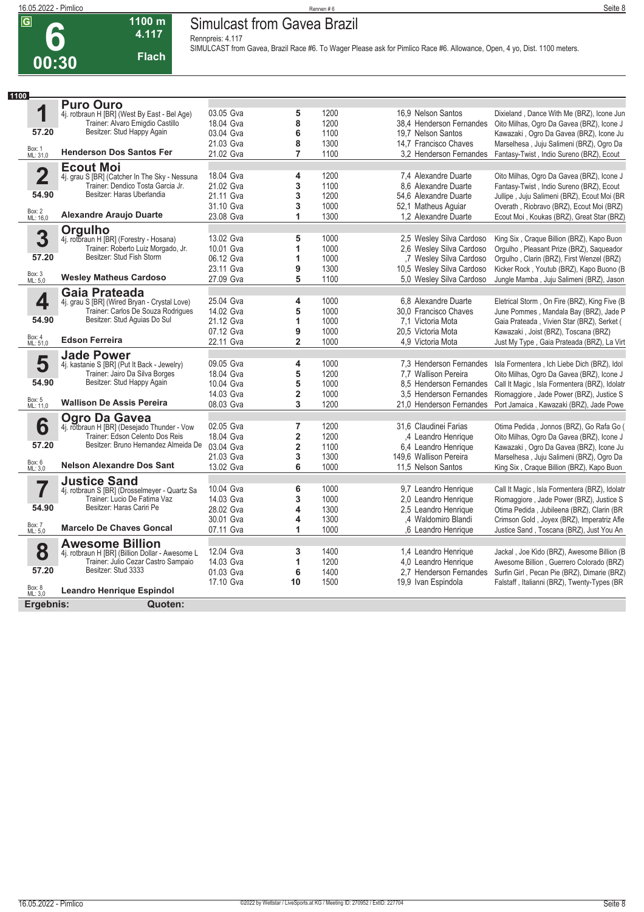# 6 — Simulcast from Gavea Brazil

G | 00:30 | 1100 m | 4.117 | Flach

Rennpreis: 4.117

SIMULCAST from Gavea, Brazil Race #6. To Wager Please ask for Pimlico Race #6. Allowance, Open, 4 yo, Dist. 1100 meters.

**1100**

## 1 Puro Ouro
4j. rotbraun H [BR] (West By East - Bel Age)
Trainer: Alvaro Emigdio Castillo
Besitzer: Stud Happy Again
57.20
Box: 1 ML: 31,0
**Henderson Dos Santos Fer**

| Datum | Platz | Distanz | Quote | Jockey | Einlauf |
|---|---|---|---|---|---|
| 03.05 Gva | 5 | 1200 | 16,9 | Nelson Santos | Dixieland , Dance With Me (BRZ), Icone Jun |
| 18.04 Gva | 8 | 1200 | 38,4 | Henderson Fernandes | Oito Milhas, Ogro Da Gavea (BRZ), Icone J |
| 03.04 Gva | 6 | 1100 | 19,7 | Nelson Santos | Kawazaki , Ogro Da Gavea (BRZ), Icone Ju |
| 21.03 Gva | 8 | 1300 | 14,7 | Francisco Chaves | Marselhesa , Juju Salimeni (BRZ), Ogro Da |
| 21.02 Gva | 7 | 1100 | 3,2 | Henderson Fernandes | Fantasy-Twist , Indio Sureno (BRZ), Ecout |

## 2 Ecout Moi
4j. grau S [BR] (Catcher In The Sky - Nessuna
Trainer: Dendico Tosta Garcia Jr.
Besitzer: Haras Uberlandia
54.90
Box: 2 ML: 16,0
**Alexandre Araujo Duarte**

| Datum | Platz | Distanz | Quote | Jockey | Einlauf |
|---|---|---|---|---|---|
| 18.04 Gva | 4 | 1200 | 7,4 | Alexandre Duarte | Oito Milhas, Ogro Da Gavea (BRZ), Icone J |
| 21.02 Gva | 3 | 1100 | 8,6 | Alexandre Duarte | Fantasy-Twist , Indio Sureno (BRZ), Ecout |
| 21.11 Gva | 3 | 1200 | 54,6 | Alexandre Duarte | Jullipe , Juju Salimeni (BRZ), Ecout Moi (BR |
| 31.10 Gva | 3 | 1000 | 52,1 | Matheus Aguiar | Overath , Riobravo (BRZ), Ecout Moi (BRZ) |
| 23.08 Gva | 1 | 1300 | 1,2 | Alexandre Duarte | Ecout Moi , Koukas (BRZ), Great Star (BRZ) |

## 3 Orgulho
4j. rotbraun H [BR] (Forestry - Hosana)
Trainer: Roberto Luiz Morgado, Jr.
Besitzer: Stud Fish Storm
57.20
Box: 3 ML: 5,0
**Wesley Matheus Cardoso**

| Datum | Platz | Distanz | Quote | Jockey | Einlauf |
|---|---|---|---|---|---|
| 13.02 Gva | 5 | 1000 | 2,5 | Wesley Silva Cardoso | King Six , Craque Billion (BRZ), Kapo Buon |
| 10.01 Gva | 1 | 1000 | 2,6 | Wesley Silva Cardoso | Orgulho , Pleasant Prize (BRZ), Saqueador |
| 06.12 Gva | 1 | 1000 | ,7 | Wesley Silva Cardoso | Orgulho , Clarin (BRZ), First Wenzel (BRZ) |
| 23.11 Gva | 9 | 1300 | 10,5 | Wesley Silva Cardoso | Kicker Rock , Youtub (BRZ), Kapo Buono (B |
| 27.09 Gva | 5 | 1100 | 5,0 | Wesley Silva Cardoso | Jungle Mamba , Juju Salimeni (BRZ), Jason |

## 4 Gaia Prateada
4j. grau S [BR] (Wired Bryan - Crystal Love)
Trainer: Carlos De Souza Rodrigues
Besitzer: Stud Aguias Do Sul
54.90
Box: 4 ML: 51,0
**Edson Ferreira**

| Datum | Platz | Distanz | Quote | Jockey | Einlauf |
|---|---|---|---|---|---|
| 25.04 Gva | 4 | 1000 | 6,8 | Alexandre Duarte | Eletrical Storm , On Fire (BRZ), King Five (B |
| 14.02 Gva | 5 | 1000 | 30,0 | Francisco Chaves | June Pommes , Mandala Bay (BRZ), Jade P |
| 21.12 Gva | 1 | 1000 | 7,1 | Victoria Mota | Gaia Prateada , Vivien Star (BRZ), Serket ( |
| 07.12 Gva | 9 | 1000 | 20,5 | Victoria Mota | Kawazaki , Joist (BRZ), Toscana (BRZ) |
| 22.11 Gva | 2 | 1000 | 4,9 | Victoria Mota | Just My Type , Gaia Prateada (BRZ), La Virt |

## 5 Jade Power
4j. kastanie S [BR] (Put It Back - Jewelry)
Trainer: Jairo Da Silva Borges
Besitzer: Stud Happy Again
54.90
Box: 5 ML: 11,0
**Wallison De Assis Pereira**

| Datum | Platz | Distanz | Quote | Jockey | Einlauf |
|---|---|---|---|---|---|
| 09.05 Gva | 4 | 1000 | 7,3 | Henderson Fernandes | Isla Formentera , Ich Liebe Dich (BRZ), Idol |
| 18.04 Gva | 5 | 1200 | 7,7 | Wallison Pereira | Oito Milhas, Ogro Da Gavea (BRZ), Icone J |
| 10.04 Gva | 5 | 1000 | 8,5 | Henderson Fernandes | Call It Magic , Isla Formentera (BRZ), Idolatr |
| 14.03 Gva | 2 | 1000 | 3,5 | Henderson Fernandes | Riomaggiore , Jade Power (BRZ), Justice S |
| 08.03 Gva | 3 | 1200 | 21,0 | Henderson Fernandes | Port Jamaica , Kawazaki (BRZ), Jade Powe |

## 6 Ogro Da Gavea
4j. rotbraun H [BR] (Desejado Thunder - Vow
Trainer: Edson Celento Dos Reis
Besitzer: Bruno Hernandez Almeida De
57.20
Box: 6 ML: 3,0
**Nelson Alexandre Dos Sant**

| Datum | Platz | Distanz | Quote | Jockey | Einlauf |
|---|---|---|---|---|---|
| 02.05 Gva | 7 | 1200 | 31,6 | Claudinei Farias | Otima Pedida , Jonnos (BRZ), Go Rafa Go ( |
| 18.04 Gva | 2 | 1200 | ,4 | Leandro Henrique | Oito Milhas, Ogro Da Gavea (BRZ), Icone J |
| 03.04 Gva | 2 | 1100 | 6,4 | Leandro Henrique | Kawazaki , Ogro Da Gavea (BRZ), Icone Ju |
| 21.03 Gva | 3 | 1300 | 149,6 | Wallison Pereira | Marselhesa , Juju Salimeni (BRZ), Ogro Da |
| 13.02 Gva | 6 | 1000 | 11,5 | Nelson Santos | King Six , Craque Billion (BRZ), Kapo Buon |

## 7 Justice Sand
4j. rotbraun S [BR] (Drosselmeyer - Quartz Sa
Trainer: Lucio De Fatima Vaz
Besitzer: Haras Cariri Pe
54.90
Box: 7 ML: 5,0
**Marcelo De Chaves Goncal**

| Datum | Platz | Distanz | Quote | Jockey | Einlauf |
|---|---|---|---|---|---|
| 10.04 Gva | 6 | 1000 | 9,7 | Leandro Henrique | Call It Magic , Isla Formentera (BRZ), Idolatr |
| 14.03 Gva | 3 | 1000 | 2,0 | Leandro Henrique | Riomaggiore , Jade Power (BRZ), Justice S |
| 28.02 Gva | 4 | 1300 | 2,5 | Leandro Henrique | Otima Pedida , Jubileena (BRZ), Clarin (BR |
| 30.01 Gva | 4 | 1300 | ,4 | Waldomiro Blandi | Crimson Gold , Joyex (BRZ), Imperatriz Afie |
| 07.11 Gva | 1 | 1000 | ,6 | Leandro Henrique | Justice Sand , Toscana (BRZ), Just You An |

## 8 Awesome Billion
4j. rotbraun H [BR] (Billion Dollar - Awesome L
Trainer: Julio Cezar Castro Sampaio
Besitzer: Stud 3333
57.20
Box: 8 ML: 3,0
**Leandro Henrique Espindol**

| Datum | Platz | Distanz | Quote | Jockey | Einlauf |
|---|---|---|---|---|---|
| 12.04 Gva | 3 | 1400 | 1,4 | Leandro Henrique | Jackal , Joe Kido (BRZ), Awesome Billion (B |
| 14.03 Gva | 1 | 1200 | 4,0 | Leandro Henrique | Awesome Billion , Guerrero Colorado (BRZ) |
| 01.03 Gva | 6 | 1400 | 2,7 | Henderson Fernandes | Surfin Girl , Pecan Pie (BRZ), Dimarie (BRZ) |
| 17.10 Gva | 10 | 1500 | 19,9 | Ivan Espindola | Falstaff , Italianni (BRZ), Twenty-Types (BR |

**Ergebnis:** **Quoten:**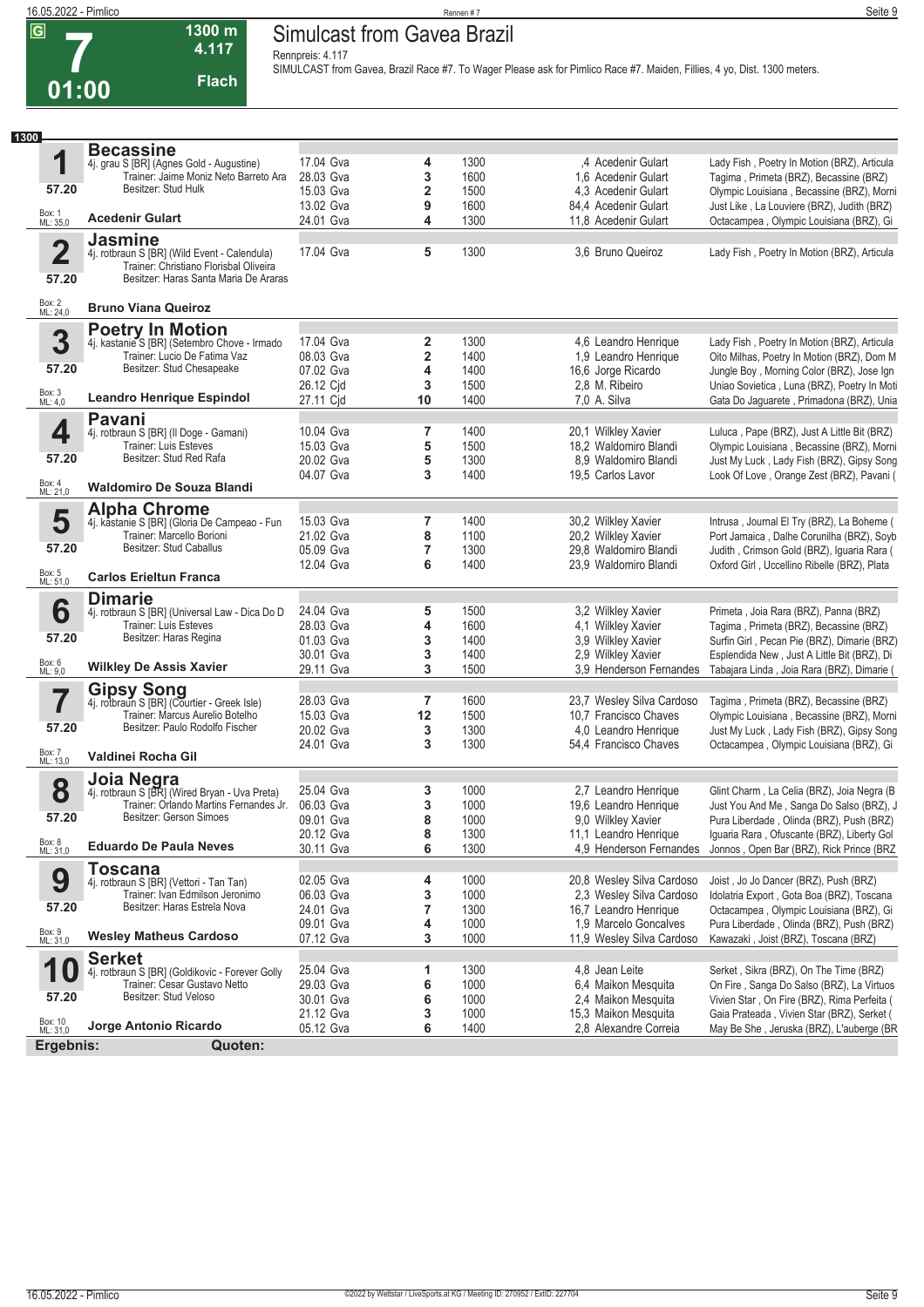# 7 Simulcast from Gavea Brazil

**G** | **01:00** | **1300 m** | **4.117** | **Flach**

Rennpreis: 4.117

SIMULCAST from Gavea, Brazil Race #7. To Wager Please ask for Pimlico Race #7. Maiden, Fillies, 4 yo, Dist. 1300 meters.

**1300**

| Nr. | Pferd / Jockey | Datum | Platz | Distanz | Quote / Jockey | Einlauf |
|---|---|---|---|---|---|---|
| **1** 57.20 Box: 1 ML: 35,0 | **Becassine** 4j. grau S [BR] (Agnes Gold - Augustine) Trainer: Jaime Moniz Neto Barreto Ara Besitzer: Stud Hulk **Acedenir Gulart** | 17.04 Gva | 4 | 1300 | ,4 Acedenir Gulart | Lady Fish , Poetry In Motion (BRZ), Articula |
| | | 28.03 Gva | 3 | 1600 | 1,6 Acedenir Gulart | Tagima , Primeta (BRZ), Becassine (BRZ) |
| | | 15.03 Gva | 2 | 1500 | 4,3 Acedenir Gulart | Olympic Louisiana , Becassine (BRZ), Morni |
| | | 13.02 Gva | 9 | 1600 | 84,4 Acedenir Gulart | Just Like , La Louviere (BRZ), Judith (BRZ) |
| | | 24.01 Gva | 4 | 1300 | 11,8 Acedenir Gulart | Octacampea , Olympic Louisiana (BRZ), Gi |
| **2** 57.20 Box: 2 ML: 24,0 | **Jasmine** 4j. rotbraun S [BR] (Wild Event - Calendula) Trainer: Christiano Florisbal Oliveira Besitzer: Haras Santa Maria De Araras **Bruno Viana Queiroz** | 17.04 Gva | 5 | 1300 | 3,6 Bruno Queiroz | Lady Fish , Poetry In Motion (BRZ), Articula |
| **3** 57.20 Box: 3 ML: 4,0 | **Poetry In Motion** 4j. kastanie S [BR] (Setembro Chove - Irmado Trainer: Lucio De Fatima Vaz Besitzer: Stud Chesapeake **Leandro Henrique Espindol** | 17.04 Gva | 2 | 1300 | 4,6 Leandro Henrique | Lady Fish , Poetry In Motion (BRZ), Articula |
| | | 08.03 Gva | 2 | 1400 | 1,9 Leandro Henrique | Oito Milhas, Poetry In Motion (BRZ), Dom M |
| | | 07.02 Gva | 4 | 1400 | 16,6 Jorge Ricardo | Jungle Boy , Morning Color (BRZ), Jose Ign |
| | | 26.12 Cjd | 3 | 1500 | 2,8 M. Ribeiro | Uniao Sovietica , Luna (BRZ), Poetry In Moti |
| | | 27.11 Cjd | 10 | 1400 | 7,0 A. Silva | Gata Do Jaguarete , Primadona (BRZ), Unia |
| **4** 57.20 Box: 4 ML: 21,0 | **Pavani** 4j. rotbraun S [BR] (Il Doge - Gamani) Trainer: Luis Esteves Besitzer: Stud Red Rafa **Waldomiro De Souza Blandi** | 10.04 Gva | 7 | 1400 | 20,1 Wilkley Xavier | Luluca , Pape (BRZ), Just A Little Bit (BRZ) |
| | | 15.03 Gva | 5 | 1500 | 18,2 Waldomiro Blandi | Olympic Louisiana , Becassine (BRZ), Morni |
| | | 20.02 Gva | 5 | 1300 | 8,9 Waldomiro Blandi | Just My Luck , Lady Fish (BRZ), Gipsy Song |
| | | 04.07 Gva | 3 | 1400 | 19,5 Carlos Lavor | Look Of Love , Orange Zest (BRZ), Pavani ( |
| **5** 57.20 Box: 5 ML: 51,0 | **Alpha Chrome** 4j. kastanie S [BR] (Gloria De Campeao - Fun Trainer: Marcello Borioni Besitzer: Stud Caballus **Carlos Erieltun Franca** | 15.03 Gva | 7 | 1400 | 30,2 Wilkley Xavier | Intrusa , Journal El Try (BRZ), La Boheme ( |
| | | 21.02 Gva | 8 | 1100 | 20,2 Wilkley Xavier | Port Jamaica , Dalhe Corunilha (BRZ), Soyb |
| | | 05.09 Gva | 7 | 1300 | 29,8 Waldomiro Blandi | Judith , Crimson Gold (BRZ), Iguaria Rara ( |
| | | 12.04 Gva | 6 | 1400 | 23,9 Waldomiro Blandi | Oxford Girl , Uccellino Ribelle (BRZ), Plata |
| **6** 57.20 Box: 6 ML: 9,0 | **Dimarie** 4j. rotbraun S [BR] (Universal Law - Dica Do D Trainer: Luis Esteves Besitzer: Haras Regina **Wilkley De Assis Xavier** | 24.04 Gva | 5 | 1500 | 3,2 Wilkley Xavier | Primeta , Joia Rara (BRZ), Panna (BRZ) |
| | | 28.03 Gva | 4 | 1600 | 4,1 Wilkley Xavier | Tagima , Primeta (BRZ), Becassine (BRZ) |
| | | 01.03 Gva | 3 | 1400 | 3,9 Wilkley Xavier | Surfin Girl , Pecan Pie (BRZ), Dimarie (BRZ) |
| | | 30.01 Gva | 3 | 1400 | 2,9 Wilkley Xavier | Esplendida New , Just A Little Bit (BRZ), Di |
| | | 29.11 Gva | 3 | 1500 | 3,9 Henderson Fernandes | Tabajara Linda , Joia Rara (BRZ), Dimarie ( |
| **7** 57.20 Box: 7 ML: 13,0 | **Gipsy Song** 4j. rotbraun S [BR] (Courtier - Greek Isle) Trainer: Marcus Aurelio Botelho Besitzer: Paulo Rodolfo Fischer **Valdinei Rocha Gil** | 28.03 Gva | 7 | 1600 | 23,7 Wesley Silva Cardoso | Tagima , Primeta (BRZ), Becassine (BRZ) |
| | | 15.03 Gva | 12 | 1500 | 10,7 Francisco Chaves | Olympic Louisiana , Becassine (BRZ), Morni |
| | | 20.02 Gva | 3 | 1300 | 4,0 Leandro Henrique | Just My Luck , Lady Fish (BRZ), Gipsy Song |
| | | 24.01 Gva | 3 | 1300 | 54,4 Francisco Chaves | Octacampea , Olympic Louisiana (BRZ), Gi |
| **8** 57.20 Box: 8 ML: 31,0 | **Joia Negra** 4j. rotbraun S [BR] (Wired Bryan - Uva Preta) Trainer: Orlando Martins Fernandes Jr. Besitzer: Gerson Simoes **Eduardo De Paula Neves** | 25.04 Gva | 3 | 1000 | 2,7 Leandro Henrique | Glint Charm , La Celia (BRZ), Joia Negra (B |
| | | 06.03 Gva | 3 | 1000 | 19,6 Leandro Henrique | Just You And Me , Sanga Do Salso (BRZ), J |
| | | 09.01 Gva | 8 | 1000 | 9,0 Wilkley Xavier | Pura Liberdade , Olinda (BRZ), Push (BRZ) |
| | | 20.12 Gva | 8 | 1300 | 11,1 Leandro Henrique | Iguaria Rara , Ofuscante (BRZ), Liberty Gol |
| | | 30.11 Gva | 6 | 1300 | 4,9 Henderson Fernandes | Jonnos , Open Bar (BRZ), Rick Prince (BRZ |
| **9** 57.20 Box: 9 ML: 31,0 | **Toscana** 4j. rotbraun S [BR] (Vettori - Tan Tan) Trainer: Ivan Edmilson Jeronimo Besitzer: Haras Estrela Nova **Wesley Matheus Cardoso** | 02.05 Gva | 4 | 1000 | 20,8 Wesley Silva Cardoso | Joist , Jo Jo Dancer (BRZ), Push (BRZ) |
| | | 06.03 Gva | 3 | 1000 | 2,3 Wesley Silva Cardoso | Idolatria Export , Gota Boa (BRZ), Toscana |
| | | 24.01 Gva | 7 | 1300 | 16,7 Leandro Henrique | Octacampea , Olympic Louisiana (BRZ), Gi |
| | | 09.01 Gva | 4 | 1000 | 1,9 Marcelo Goncalves | Pura Liberdade , Olinda (BRZ), Push (BRZ) |
| | | 07.12 Gva | 3 | 1000 | 11,9 Wesley Silva Cardoso | Kawazaki , Joist (BRZ), Toscana (BRZ) |
| **10** 57.20 Box: 10 ML: 31,0 | **Serket** 4j. rotbraun S [BR] (Goldikovic - Forever Golly Trainer: Cesar Gustavo Netto Besitzer: Stud Veloso **Jorge Antonio Ricardo** | 25.04 Gva | 1 | 1300 | 4,8 Jean Leite | Serket , Sikra (BRZ), On The Time (BRZ) |
| | | 29.03 Gva | 6 | 1000 | 6,4 Maikon Mesquita | On Fire , Sanga Do Salso (BRZ), La Virtuos |
| | | 30.01 Gva | 6 | 1000 | 2,4 Maikon Mesquita | Vivien Star , On Fire (BRZ), Rima Perfeita ( |
| | | 21.12 Gva | 3 | 1000 | 15,3 Maikon Mesquita | Gaia Prateada , Vivien Star (BRZ), Serket ( |
| | | 05.12 Gva | 6 | 1400 | 2,8 Alexandre Correia | May Be She , Jeruska (BRZ), L'auberge (BR |

**Ergebnis:** **Quoten:**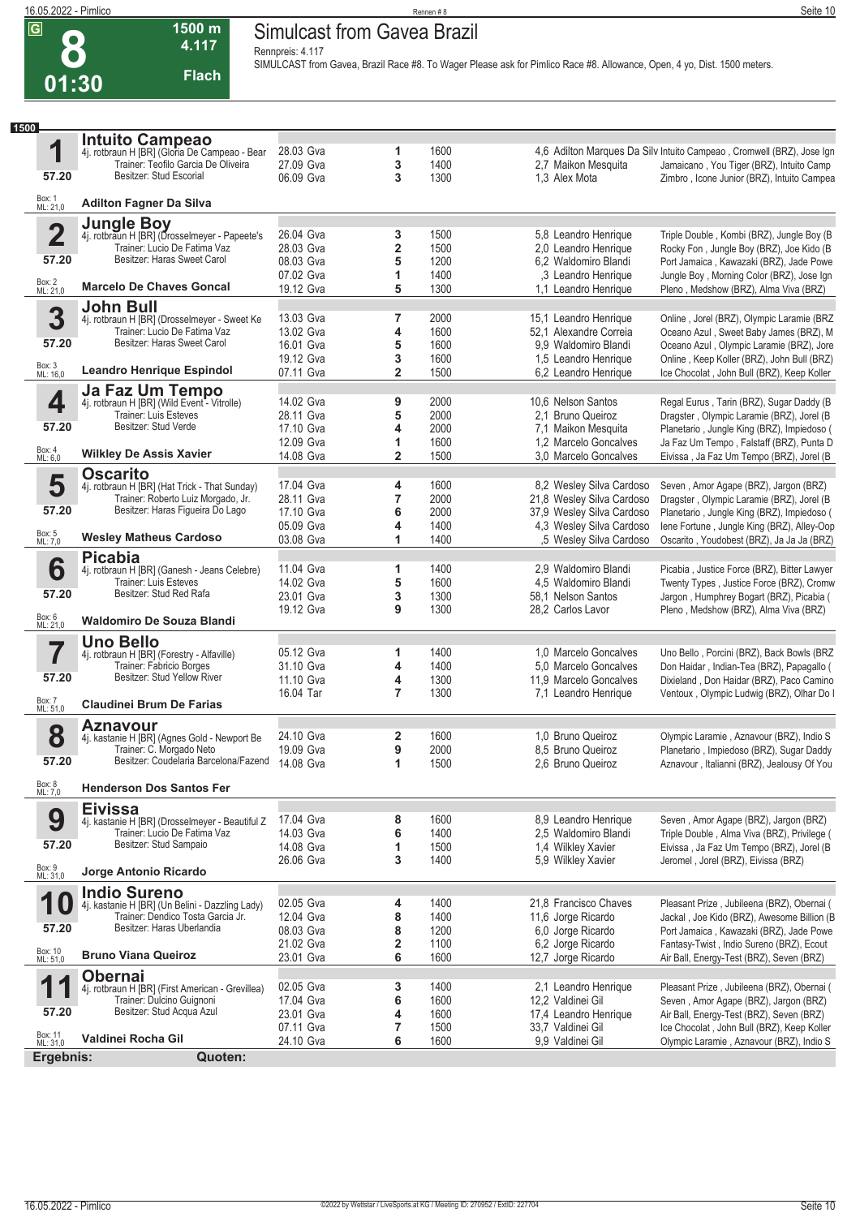# 8 — 01:30 — 1500 m — 4.117 — Flach

## Simulcast from Gavea Brazil

Rennpreis: 4.117

SIMULCAST from Gavea, Brazil Race #8. To Wager Please ask for Pimlico Race #8. Allowance, Open, 4 yo, Dist. 1500 meters.

**1500**

### 1 Intuito Campeao
4j. rotbraun H [BR] (Gloria De Campeao - Bear
Trainer: Teofilo Garcia De Oliveira
Besitzer: Stud Escorial
57.20 — Box: 1 — ML: 21,0
**Adilton Fagner Da Silva**

| | | | | | |
|---|---|---|---|---|---|
| 28.03 Gva | 1 | 1600 | 4,6 | Adilton Marques Da Silv | Intuito Campeao , Cromwell (BRZ), Jose Ign |
| 27.09 Gva | 3 | 1400 | 2,7 | Maikon Mesquita | Jamaicano , You Tiger (BRZ), Intuito Camp |
| 06.09 Gva | 3 | 1300 | 1,3 | Alex Mota | Zimbro , Icone Junior (BRZ), Intuito Campea |

### 2 Jungle Boy
4j. rotbraun H [BR] (Drosselmeyer - Papeete's
Trainer: Lucio De Fatima Vaz
Besitzer: Haras Sweet Carol
57.20 — Box: 2 — ML: 21,0
**Marcelo De Chaves Goncal**

| | | | | | |
|---|---|---|---|---|---|
| 26.04 Gva | 3 | 1500 | 5,8 | Leandro Henrique | Triple Double , Kombi (BRZ), Jungle Boy (B |
| 28.03 Gva | 2 | 1500 | 2,0 | Leandro Henrique | Rocky Fon , Jungle Boy (BRZ), Joe Kido (B |
| 08.03 Gva | 5 | 1200 | 6,2 | Waldomiro Blandi | Port Jamaica , Kawazaki (BRZ), Jade Powe |
| 07.02 Gva | 1 | 1400 | ,3 | Leandro Henrique | Jungle Boy , Morning Color (BRZ), Jose Ign |
| 19.12 Gva | 5 | 1300 | 1,1 | Leandro Henrique | Pleno , Medshow (BRZ), Alma Viva (BRZ) |

### 3 John Bull
4j. rotbraun H [BR] (Drosselmeyer - Sweet Ke
Trainer: Lucio De Fatima Vaz
Besitzer: Haras Sweet Carol
57.20 — Box: 3 — ML: 16,0
**Leandro Henrique Espindol**

| | | | | | |
|---|---|---|---|---|---|
| 13.03 Gva | 7 | 2000 | 15,1 | Leandro Henrique | Online , Jorel (BRZ), Olympic Laramie (BRZ |
| 13.02 Gva | 4 | 1600 | 52,1 | Alexandre Correia | Oceano Azul , Sweet Baby James (BRZ), M |
| 16.01 Gva | 5 | 1600 | 9,9 | Waldomiro Blandi | Oceano Azul , Olympic Laramie (BRZ), Jore |
| 19.12 Gva | 3 | 1600 | 1,5 | Leandro Henrique | Online , Keep Koller (BRZ), John Bull (BRZ) |
| 07.11 Gva | 2 | 1500 | 6,2 | Leandro Henrique | Ice Chocolat , John Bull (BRZ), Keep Koller |

### 4 Ja Faz Um Tempo
4j. rotbraun H [BR] (Wild Event - Vitrolle)
Trainer: Luis Esteves
Besitzer: Stud Verde
57.20 — Box: 4 — ML: 6,0
**Wilkley De Assis Xavier**

| | | | | | |
|---|---|---|---|---|---|
| 14.02 Gva | 9 | 2000 | 10,6 | Nelson Santos | Regal Eurus , Tarin (BRZ), Sugar Daddy (B |
| 28.11 Gva | 5 | 2000 | 2,1 | Bruno Queiroz | Dragster , Olympic Laramie (BRZ), Jorel (B |
| 17.10 Gva | 4 | 2000 | 7,1 | Maikon Mesquita | Planetario , Jungle King (BRZ), Impiedoso ( |
| 12.09 Gva | 1 | 1600 | 1,2 | Marcelo Goncalves | Ja Faz Um Tempo , Falstaff (BRZ), Punta D |
| 14.08 Gva | 2 | 1500 | 3,0 | Marcelo Goncalves | Eivissa , Ja Faz Um Tempo (BRZ), Jorel (B |

### 5 Oscarito
4j. rotbraun H [BR] (Hat Trick - That Sunday)
Trainer: Roberto Luiz Morgado, Jr.
Besitzer: Haras Figueira Do Lago
57.20 — Box: 5 — ML: 7,0
**Wesley Matheus Cardoso**

| | | | | | |
|---|---|---|---|---|---|
| 17.04 Gva | 4 | 1600 | 8,2 | Wesley Silva Cardoso | Seven , Amor Agape (BRZ), Jargon (BRZ) |
| 28.11 Gva | 7 | 2000 | 21,8 | Wesley Silva Cardoso | Dragster , Olympic Laramie (BRZ), Jorel (B |
| 17.10 Gva | 6 | 2000 | 37,9 | Wesley Silva Cardoso | Planetario , Jungle King (BRZ), Impiedoso ( |
| 05.09 Gva | 4 | 1400 | 4,3 | Wesley Silva Cardoso | Iene Fortune , Jungle King (BRZ), Alley-Oop |
| 03.08 Gva | 1 | 1400 | ,5 | Wesley Silva Cardoso | Oscarito , Youdobest (BRZ), Ja Ja Ja (BRZ) |

### 6 Picabia
4j. rotbraun H [BR] (Ganesh - Jeans Celebre)
Trainer: Luis Esteves
Besitzer: Stud Red Rafa
57.20 — Box: 6 — ML: 21,0
**Waldomiro De Souza Blandi**

| | | | | | |
|---|---|---|---|---|---|
| 11.04 Gva | 1 | 1400 | 2,9 | Waldomiro Blandi | Picabia , Justice Force (BRZ), Bitter Lawyer |
| 14.02 Gva | 5 | 1600 | 4,5 | Waldomiro Blandi | Twenty Types , Justice Force (BRZ), Cromw |
| 23.01 Gva | 3 | 1300 | 58,1 | Nelson Santos | Jargon , Humphrey Bogart (BRZ), Picabia ( |
| 19.12 Gva | 9 | 1300 | 28,2 | Carlos Lavor | Pleno , Medshow (BRZ), Alma Viva (BRZ) |

### 7 Uno Bello
4j. rotbraun H [BR] (Forestry - Alfaville)
Trainer: Fabricio Borges
Besitzer: Stud Yellow River
57.20 — Box: 7 — ML: 51,0
**Claudinei Brum De Farias**

| | | | | | |
|---|---|---|---|---|---|
| 05.12 Gva | 1 | 1400 | 1,0 | Marcelo Goncalves | Uno Bello , Porcini (BRZ), Back Bowls (BRZ |
| 31.10 Gva | 4 | 1400 | 5,0 | Marcelo Goncalves | Don Haidar , Indian-Tea (BRZ), Papagallo ( |
| 11.10 Gva | 4 | 1300 | 11,9 | Marcelo Goncalves | Dixieland , Don Haidar (BRZ), Paco Camino |
| 16.04 Tar | 7 | 1300 | 7,1 | Leandro Henrique | Ventoux , Olympic Ludwig (BRZ), Olhar Do I |

### 8 Aznavour
4j. kastanie H [BR] (Agnes Gold - Newport Be
Trainer: C. Morgado Neto
Besitzer: Coudelaria Barcelona/Fazend
57.20 — Box: 8 — ML: 7,0
**Henderson Dos Santos Fer**

| | | | | | |
|---|---|---|---|---|---|
| 24.10 Gva | 2 | 1600 | 1,0 | Bruno Queiroz | Olympic Laramie , Aznavour (BRZ), Indio S |
| 19.09 Gva | 9 | 2000 | 8,5 | Bruno Queiroz | Planetario , Impiedoso (BRZ), Sugar Daddy |
| 14.08 Gva | 1 | 1500 | 2,6 | Bruno Queiroz | Aznavour , Italianni (BRZ), Jealousy Of You |

### 9 Eivissa
4j. kastanie H [BR] (Drosselmeyer - Beautiful Z
Trainer: Lucio De Fatima Vaz
Besitzer: Stud Sampaio
57.20 — Box: 9 — ML: 31,0
**Jorge Antonio Ricardo**

| | | | | | |
|---|---|---|---|---|---|
| 17.04 Gva | 8 | 1600 | 8,9 | Leandro Henrique | Seven , Amor Agape (BRZ), Jargon (BRZ) |
| 14.03 Gva | 6 | 1400 | 2,5 | Waldomiro Blandi | Triple Double , Alma Viva (BRZ), Privilege ( |
| 14.08 Gva | 1 | 1500 | 1,4 | Wilkley Xavier | Eivissa , Ja Faz Um Tempo (BRZ), Jorel (B |
| 26.06 Gva | 3 | 1400 | 5,9 | Wilkley Xavier | Jeromel , Jorel (BRZ), Eivissa (BRZ) |

### 10 Indio Sureno
4j. kastanie H [BR] (Un Belini - Dazzling Lady)
Trainer: Dendico Tosta Garcia Jr.
Besitzer: Haras Uberlandia
57.20 — Box: 10 — ML: 51,0
**Bruno Viana Queiroz**

| | | | | | |
|---|---|---|---|---|---|
| 02.05 Gva | 4 | 1400 | 21,8 | Francisco Chaves | Pleasant Prize , Jubileena (BRZ), Obernai ( |
| 12.04 Gva | 8 | 1400 | 11,6 | Jorge Ricardo | Jackal , Joe Kido (BRZ), Awesome Billion (B |
| 08.03 Gva | 8 | 1200 | 6,0 | Jorge Ricardo | Port Jamaica , Kawazaki (BRZ), Jade Powe |
| 21.02 Gva | 2 | 1100 | 6,2 | Jorge Ricardo | Fantasy-Twist , Indio Sureno (BRZ), Ecout |
| 23.01 Gva | 6 | 1600 | 12,7 | Jorge Ricardo | Air Ball, Energy-Test (BRZ), Seven (BRZ) |

### 11 Obernai
4j. rotbraun H [BR] (First American - Grevillea)
Trainer: Dulcino Guignoni
Besitzer: Stud Acqua Azul
57.20 — Box: 11 — ML: 31,0
**Valdinei Rocha Gil**

| | | | | | |
|---|---|---|---|---|---|
| 02.05 Gva | 3 | 1400 | 2,1 | Leandro Henrique | Pleasant Prize , Jubileena (BRZ), Obernai ( |
| 17.04 Gva | 6 | 1600 | 12,2 | Valdinei Gil | Seven , Amor Agape (BRZ), Jargon (BRZ) |
| 23.01 Gva | 4 | 1600 | 17,4 | Leandro Henrique | Air Ball, Energy-Test (BRZ), Seven (BRZ) |
| 07.11 Gva | 7 | 1500 | 33,7 | Valdinei Gil | Ice Chocolat , John Bull (BRZ), Keep Koller |
| 24.10 Gva | 6 | 1600 | 9,9 | Valdinei Gil | Olympic Laramie , Aznavour (BRZ), Indio S |

**Ergebnis:** **Quoten:**